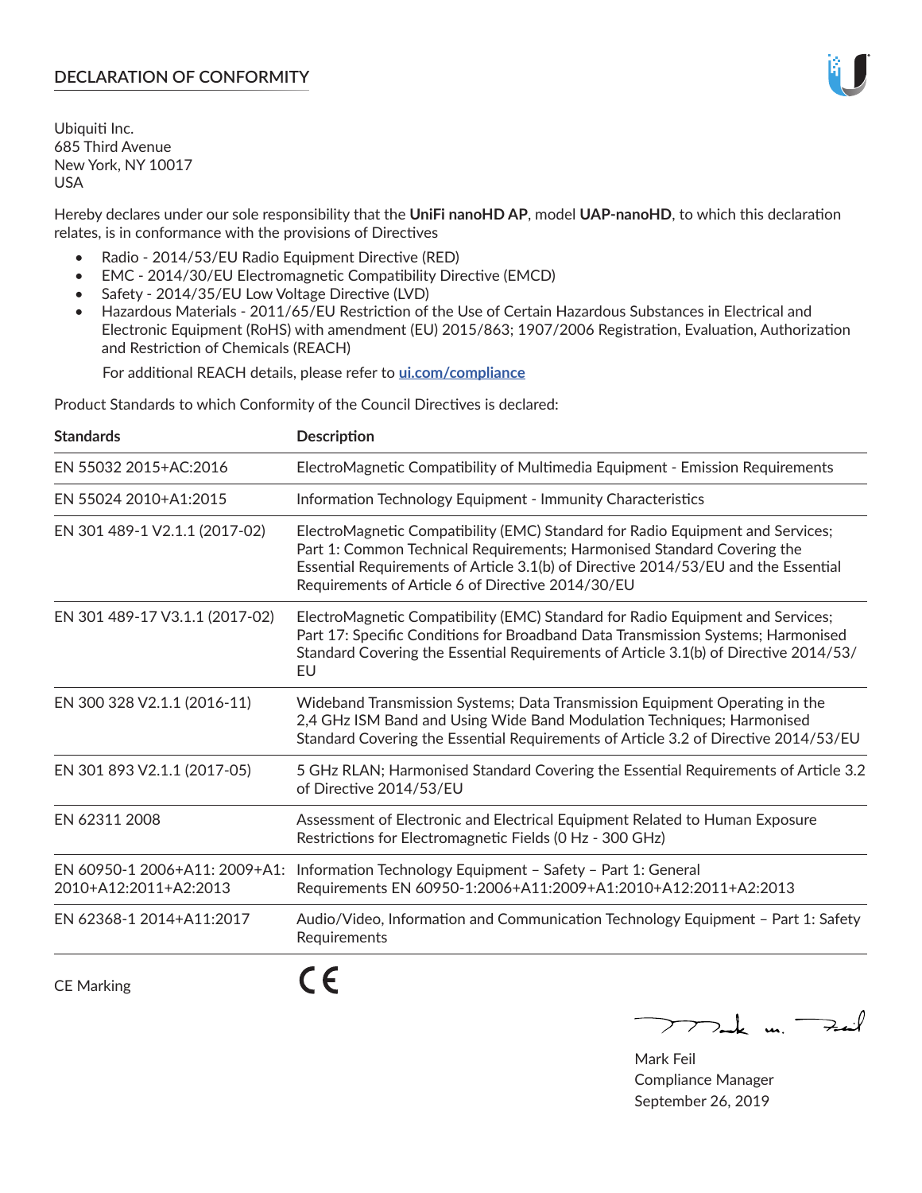## DECLARATION OF CONFORMITY

Ubiquiti Inc.
685 Third Avenue
New York, NY 10017
USA

Hereby declares under our sole responsibility that the **UniFi nanoHD AP**, model **UAP-nanoHD**, to which this declaration relates, is in conformance with the provisions of Directives

- Radio - 2014/53/EU Radio Equipment Directive (RED)
- EMC - 2014/30/EU Electromagnetic Compatibility Directive (EMCD)
- Safety - 2014/35/EU Low Voltage Directive (LVD)
- Hazardous Materials - 2011/65/EU Restriction of the Use of Certain Hazardous Substances in Electrical and Electronic Equipment (RoHS) with amendment (EU) 2015/863; 1907/2006 Registration, Evaluation, Authorization and Restriction of Chemicals (REACH)

  For additional REACH details, please refer to **ui.com/compliance**

Product Standards to which Conformity of the Council Directives is declared:

| Standards | Description |
|---|---|
| EN 55032 2015+AC:2016 | ElectroMagnetic Compatibility of Multimedia Equipment - Emission Requirements |
| EN 55024 2010+A1:2015 | Information Technology Equipment - Immunity Characteristics |
| EN 301 489-1 V2.1.1 (2017-02) | ElectroMagnetic Compatibility (EMC) Standard for Radio Equipment and Services; Part 1: Common Technical Requirements; Harmonised Standard Covering the Essential Requirements of Article 3.1(b) of Directive 2014/53/EU and the Essential Requirements of Article 6 of Directive 2014/30/EU |
| EN 301 489-17 V3.1.1 (2017-02) | ElectroMagnetic Compatibility (EMC) Standard for Radio Equipment and Services; Part 17: Specific Conditions for Broadband Data Transmission Systems; Harmonised Standard Covering the Essential Requirements of Article 3.1(b) of Directive 2014/53/EU |
| EN 300 328 V2.1.1 (2016-11) | Wideband Transmission Systems; Data Transmission Equipment Operating in the 2,4 GHz ISM Band and Using Wide Band Modulation Techniques; Harmonised Standard Covering the Essential Requirements of Article 3.2 of Directive 2014/53/EU |
| EN 301 893 V2.1.1 (2017-05) | 5 GHz RLAN; Harmonised Standard Covering the Essential Requirements of Article 3.2 of Directive 2014/53/EU |
| EN 62311 2008 | Assessment of Electronic and Electrical Equipment Related to Human Exposure Restrictions for Electromagnetic Fields (0 Hz - 300 GHz) |
| EN 60950-1 2006+A11: 2009+A1: 2010+A12:2011+A2:2013 | Information Technology Equipment – Safety – Part 1: General Requirements EN 60950-1:2006+A11:2009+A1:2010+A12:2011+A2:2013 |
| EN 62368-1 2014+A11:2017 | Audio/Video, Information and Communication Technology Equipment – Part 1: Safety Requirements |

CE Marking CE

Mark Feil
Compliance Manager
September 26, 2019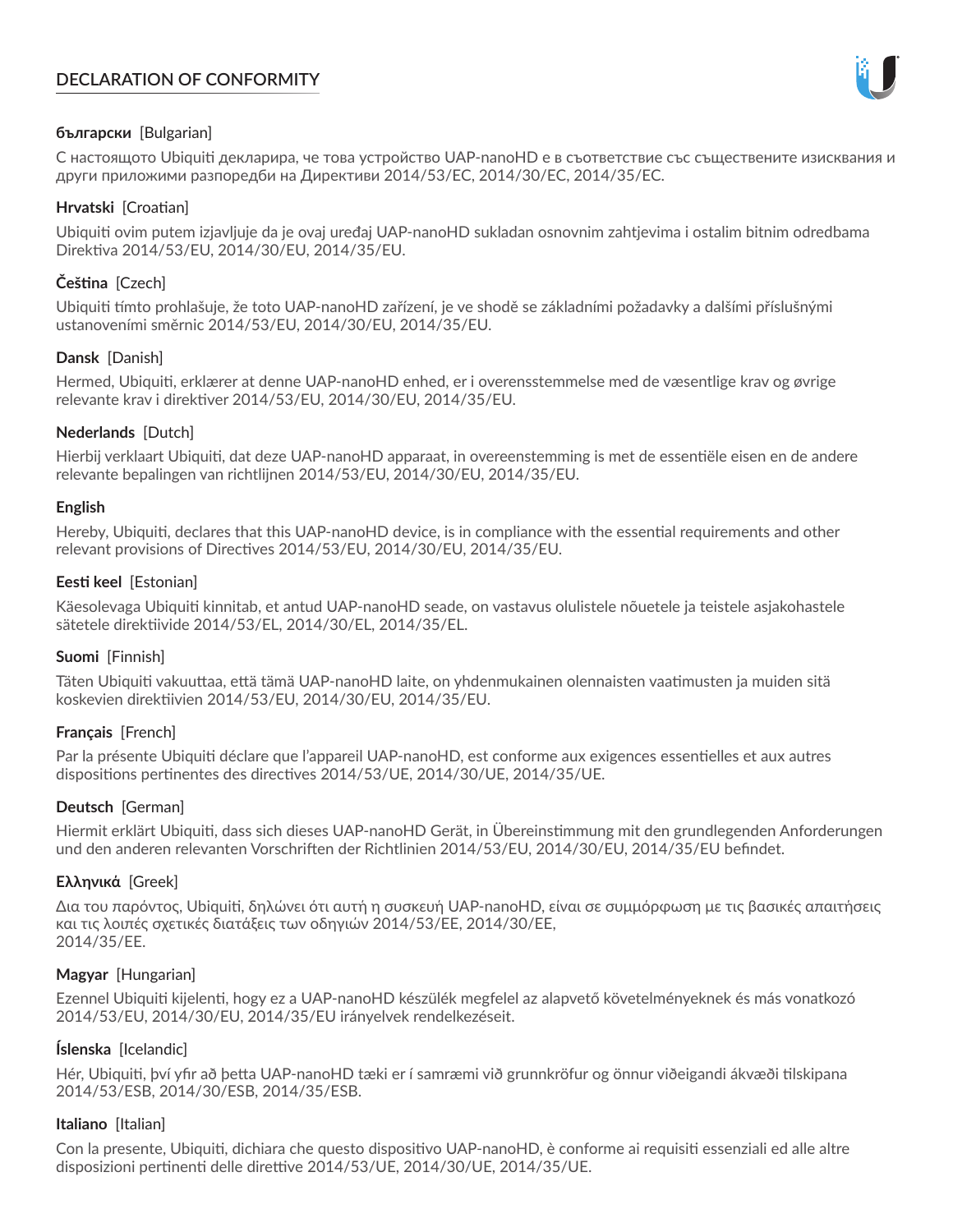# DECLARATION OF CONFORMITY

**български** [Bulgarian]

С настоящото Ubiquiti декларира, че това устройство UAP-nanoHD е в съответствие със съществените изисквания и други приложими разпоредби на Директиви 2014/53/EC, 2014/30/ЕС, 2014/35/ЕС.

**Hrvatski** [Croatian]

Ubiquiti ovim putem izjavljuje da je ovaj uređaj UAP-nanoHD sukladan osnovnim zahtjevima i ostalim bitnim odredbama Direktiva 2014/53/EU, 2014/30/EU, 2014/35/EU.

**Čeština** [Czech]

Ubiquiti tímto prohlašuje, že toto UAP-nanoHD zařízení, je ve shodě se základními požadavky a dalšími příslušnými ustanoveními směrnic 2014/53/EU, 2014/30/EU, 2014/35/EU.

**Dansk** [Danish]

Hermed, Ubiquiti, erklærer at denne UAP-nanoHD enhed, er i overensstemmelse med de væsentlige krav og øvrige relevante krav i direktiver 2014/53/EU, 2014/30/EU, 2014/35/EU.

**Nederlands** [Dutch]

Hierbij verklaart Ubiquiti, dat deze UAP-nanoHD apparaat, in overeenstemming is met de essentiële eisen en de andere relevante bepalingen van richtlijnen 2014/53/EU, 2014/30/EU, 2014/35/EU.

**English**

Hereby, Ubiquiti, declares that this UAP-nanoHD device, is in compliance with the essential requirements and other relevant provisions of Directives 2014/53/EU, 2014/30/EU, 2014/35/EU.

**Eesti keel** [Estonian]

Käesolevaga Ubiquiti kinnitab, et antud UAP-nanoHD seade, on vastavus olulistele nõuetele ja teistele asjakohastele sätetele direktiivide 2014/53/EL, 2014/30/EL, 2014/35/EL.

**Suomi** [Finnish]

Täten Ubiquiti vakuuttaa, että tämä UAP-nanoHD laite, on yhdenmukainen olennaisten vaatimusten ja muiden sitä koskevien direktiivien 2014/53/EU, 2014/30/EU, 2014/35/EU.

**Français** [French]

Par la présente Ubiquiti déclare que l'appareil UAP-nanoHD, est conforme aux exigences essentielles et aux autres dispositions pertinentes des directives 2014/53/UE, 2014/30/UE, 2014/35/UE.

**Deutsch** [German]

Hiermit erklärt Ubiquiti, dass sich dieses UAP-nanoHD Gerät, in Übereinstimmung mit den grundlegenden Anforderungen und den anderen relevanten Vorschriften der Richtlinien 2014/53/EU, 2014/30/EU, 2014/35/EU befindet.

**Ελληνικά** [Greek]

Δια του παρόντος, Ubiquiti, δηλώνει ότι αυτή η συσκευή UAP-nanoHD, είναι σε συμμόρφωση με τις βασικές απαιτήσεις και τις λοιπές σχετικές διατάξεις των οδηγιών 2014/53/EE, 2014/30/EE, 2014/35/EE.

**Magyar** [Hungarian]

Ezennel Ubiquiti kijelenti, hogy ez a UAP-nanoHD készülék megfelel az alapvető követelményeknek és más vonatkozó 2014/53/EU, 2014/30/EU, 2014/35/EU irányelvek rendelkezéseit.

**Íslenska** [Icelandic]

Hér, Ubiquiti, því yfir að þetta UAP-nanoHD tæki er í samræmi við grunnkröfur og önnur viðeigandi ákvæði tilskipana 2014/53/ESB, 2014/30/ESB, 2014/35/ESB.

**Italiano** [Italian]

Con la presente, Ubiquiti, dichiara che questo dispositivo UAP-nanoHD, è conforme ai requisiti essenziali ed alle altre disposizioni pertinenti delle direttive 2014/53/UE, 2014/30/UE, 2014/35/UE.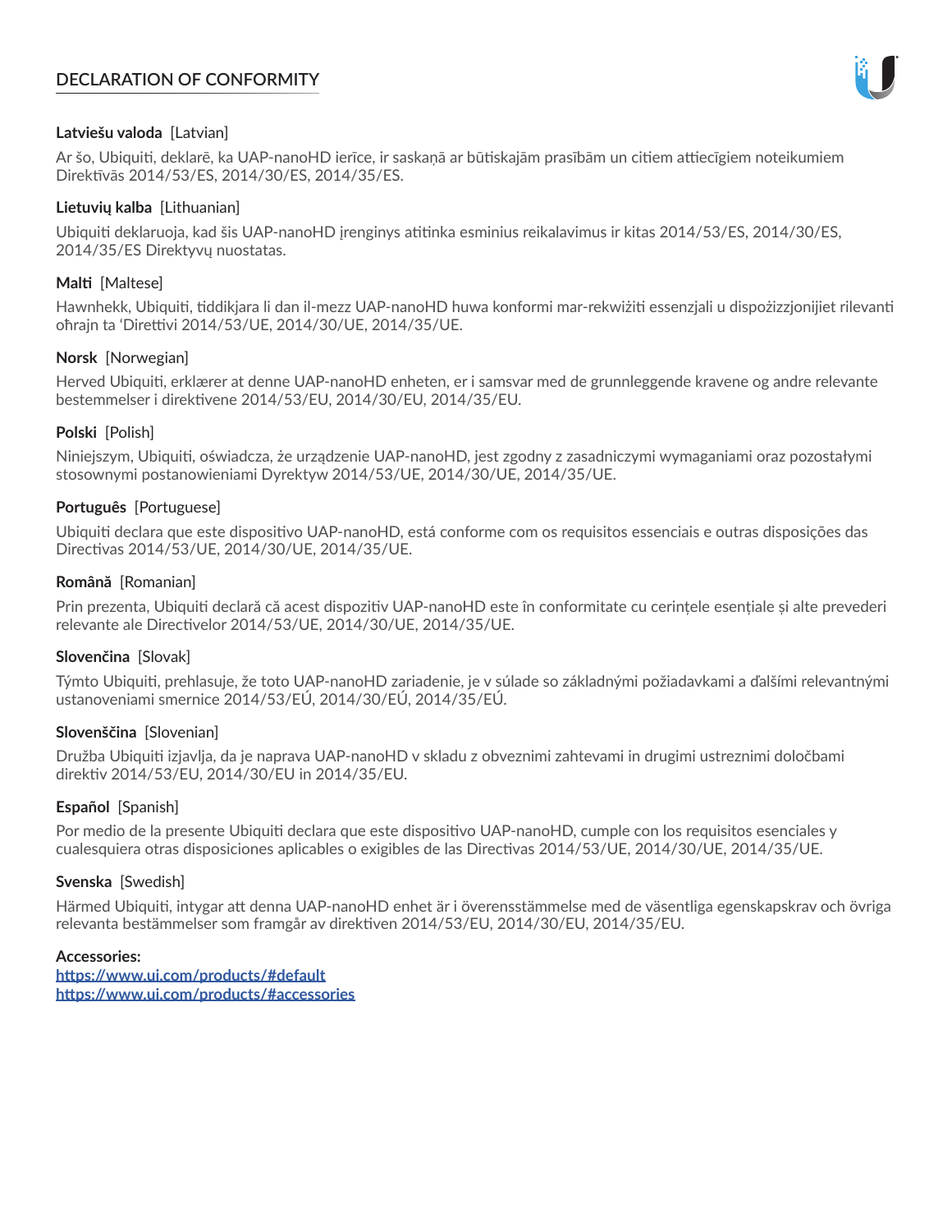## DECLARATION OF CONFORMITY

**Latviešu valoda** [Latvian]

Ar šo, Ubiquiti, deklarē, ka UAP-nanoHD ierīce, ir saskaņā ar būtiskajām prasībām un citiem attiecīgiem noteikumiem Direktīvās 2014/53/ES, 2014/30/ES, 2014/35/ES.

**Lietuvių kalba** [Lithuanian]

Ubiquiti deklaruoja, kad šis UAP-nanoHD įrenginys atitinka esminius reikalavimus ir kitas 2014/53/ES, 2014/30/ES, 2014/35/ES Direktyvų nuostatas.

**Malti** [Maltese]

Hawnhekk, Ubiquiti, tiddikjara li dan il-mezz UAP-nanoHD huwa konformi mar-rekwiżiti essenzjali u dispożizzjonijiet rilevanti oħrajn ta 'Direttivi 2014/53/UE, 2014/30/UE, 2014/35/UE.

**Norsk** [Norwegian]

Herved Ubiquiti, erklærer at denne UAP-nanoHD enheten, er i samsvar med de grunnleggende kravene og andre relevante bestemmelser i direktivene 2014/53/EU, 2014/30/EU, 2014/35/EU.

**Polski** [Polish]

Niniejszym, Ubiquiti, oświadcza, że urządzenie UAP-nanoHD, jest zgodny z zasadniczymi wymaganiami oraz pozostałymi stosownymi postanowieniami Dyrektyw 2014/53/UE, 2014/30/UE, 2014/35/UE.

**Português** [Portuguese]

Ubiquiti declara que este dispositivo UAP-nanoHD, está conforme com os requisitos essenciais e outras disposições das Directivas 2014/53/UE, 2014/30/UE, 2014/35/UE.

**Română** [Romanian]

Prin prezenta, Ubiquiti declară că acest dispozitiv UAP-nanoHD este în conformitate cu cerințele esențiale și alte prevederi relevante ale Directivelor 2014/53/UE, 2014/30/UE, 2014/35/UE.

**Slovenčina** [Slovak]

Týmto Ubiquiti, prehlasuje, že toto UAP-nanoHD zariadenie, je v súlade so základnými požiadavkami a ďalšími relevantnými ustanoveniami smernice 2014/53/EÚ, 2014/30/EÚ, 2014/35/EÚ.

**Slovenščina** [Slovenian]

Družba Ubiquiti izjavlja, da je naprava UAP-nanoHD v skladu z obveznimi zahtevami in drugimi ustreznimi določbami direktiv 2014/53/EU, 2014/30/EU in 2014/35/EU.

**Español** [Spanish]

Por medio de la presente Ubiquiti declara que este dispositivo UAP-nanoHD, cumple con los requisitos esenciales y cualesquiera otras disposiciones aplicables o exigibles de las Directivas 2014/53/UE, 2014/30/UE, 2014/35/UE.

**Svenska** [Swedish]

Härmed Ubiquiti, intygar att denna UAP-nanoHD enhet är i överensstämmelse med de väsentliga egenskapskrav och övriga relevanta bestämmelser som framgår av direktiven 2014/53/EU, 2014/30/EU, 2014/35/EU.

**Accessories:**
**https://www.ui.com/products/#default**
**https://www.ui.com/products/#accessories**